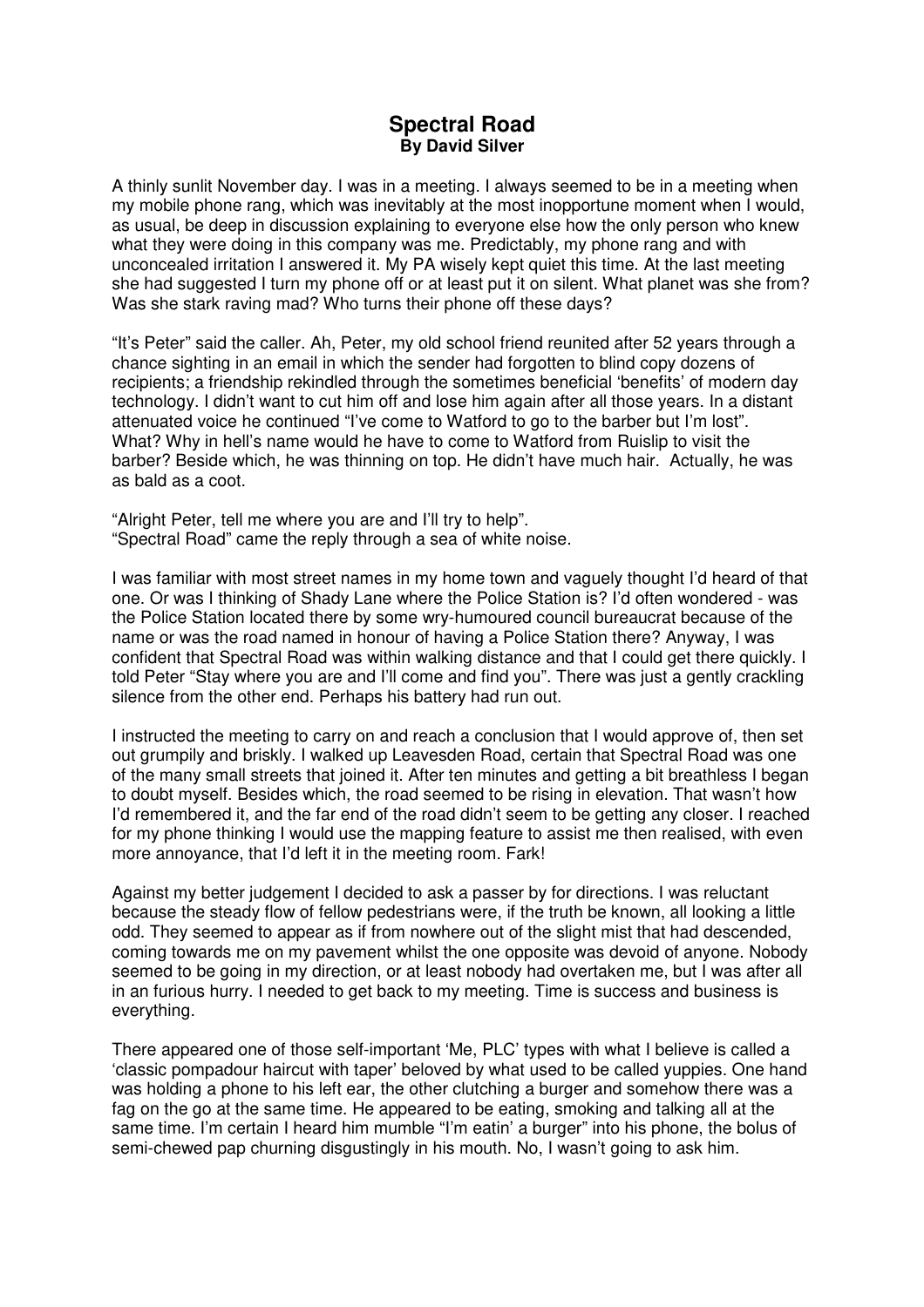# Spectral Road

**By David Silver**

A thinly sunlit November day. I was in a meeting. I always seemed to be in a meeting when my mobile phone rang, which was inevitably at the most inopportune moment when I would, as usual, be deep in discussion explaining to everyone else how the only person who knew what they were doing in this company was me. Predictably, my phone rang and with unconcealed irritation I answered it. My PA wisely kept quiet this time. At the last meeting she had suggested I turn my phone off or at least put it on silent. What planet was she from? Was she stark raving mad? Who turns their phone off these days?

"It's Peter" said the caller. Ah, Peter, my old school friend reunited after 52 years through a chance sighting in an email in which the sender had forgotten to blind copy dozens of recipients; a friendship rekindled through the sometimes beneficial 'benefits' of modern day technology. I didn't want to cut him off and lose him again after all those years. In a distant attenuated voice he continued "I've come to Watford to go to the barber but I'm lost". What? Why in hell's name would he have to come to Watford from Ruislip to visit the barber? Beside which, he was thinning on top. He didn't have much hair. Actually, he was as bald as a coot.

"Alright Peter, tell me where you are and I'll try to help".
"Spectral Road" came the reply through a sea of white noise.

I was familiar with most street names in my home town and vaguely thought I'd heard of that one. Or was I thinking of Shady Lane where the Police Station is? I'd often wondered - was the Police Station located there by some wry-humoured council bureaucrat because of the name or was the road named in honour of having a Police Station there? Anyway, I was confident that Spectral Road was within walking distance and that I could get there quickly. I told Peter "Stay where you are and I'll come and find you". There was just a gently crackling silence from the other end. Perhaps his battery had run out.

I instructed the meeting to carry on and reach a conclusion that I would approve of, then set out grumpily and briskly. I walked up Leavesden Road, certain that Spectral Road was one of the many small streets that joined it. After ten minutes and getting a bit breathless I began to doubt myself. Besides which, the road seemed to be rising in elevation. That wasn't how I'd remembered it, and the far end of the road didn't seem to be getting any closer. I reached for my phone thinking I would use the mapping feature to assist me then realised, with even more annoyance, that I'd left it in the meeting room. Fark!

Against my better judgement I decided to ask a passer by for directions. I was reluctant because the steady flow of fellow pedestrians were, if the truth be known, all looking a little odd. They seemed to appear as if from nowhere out of the slight mist that had descended, coming towards me on my pavement whilst the one opposite was devoid of anyone. Nobody seemed to be going in my direction, or at least nobody had overtaken me, but I was after all in an furious hurry. I needed to get back to my meeting. Time is success and business is everything.

There appeared one of those self-important 'Me, PLC' types with what I believe is called a 'classic pompadour haircut with taper' beloved by what used to be called yuppies. One hand was holding a phone to his left ear, the other clutching a burger and somehow there was a fag on the go at the same time. He appeared to be eating, smoking and talking all at the same time. I'm certain I heard him mumble "I'm eatin' a burger" into his phone, the bolus of semi-chewed pap churning disgustingly in his mouth. No, I wasn't going to ask him.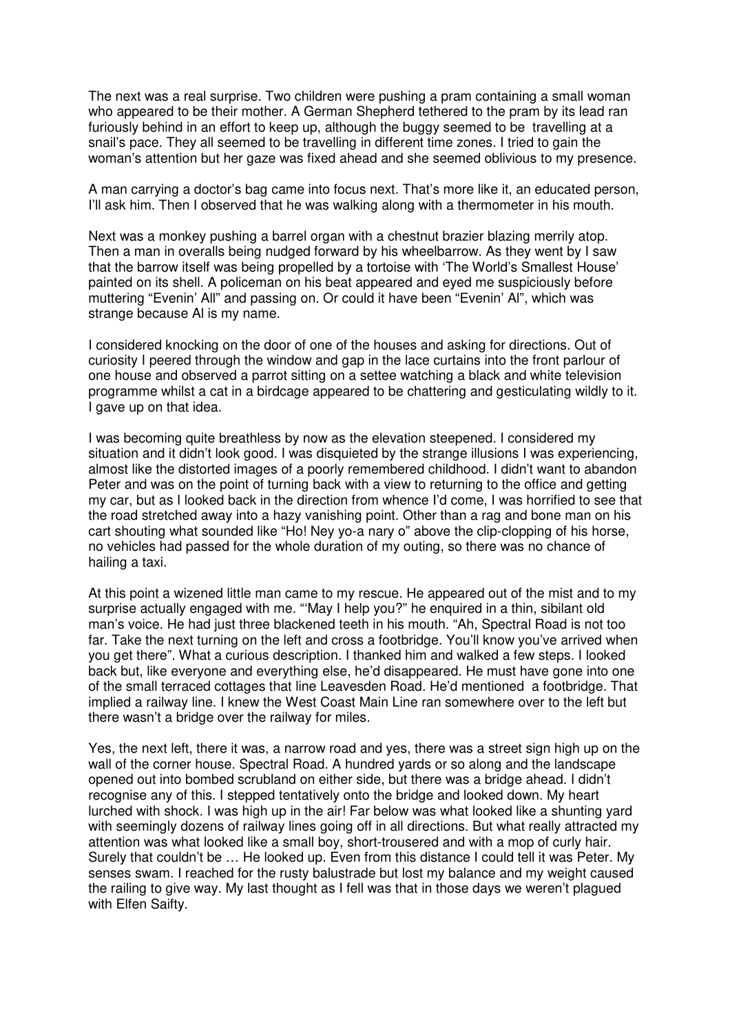The next was a real surprise. Two children were pushing a pram containing a small woman who appeared to be their mother. A German Shepherd tethered to the pram by its lead ran furiously behind in an effort to keep up, although the buggy seemed to be travelling at a snail's pace. They all seemed to be travelling in different time zones. I tried to gain the woman's attention but her gaze was fixed ahead and she seemed oblivious to my presence.

A man carrying a doctor's bag came into focus next. That's more like it, an educated person, I'll ask him. Then I observed that he was walking along with a thermometer in his mouth.

Next was a monkey pushing a barrel organ with a chestnut brazier blazing merrily atop. Then a man in overalls being nudged forward by his wheelbarrow. As they went by I saw that the barrow itself was being propelled by a tortoise with 'The World's Smallest House' painted on its shell. A policeman on his beat appeared and eyed me suspiciously before muttering "Evenin' All" and passing on. Or could it have been "Evenin' Al", which was strange because Al is my name.

I considered knocking on the door of one of the houses and asking for directions. Out of curiosity I peered through the window and gap in the lace curtains into the front parlour of one house and observed a parrot sitting on a settee watching a black and white television programme whilst a cat in a birdcage appeared to be chattering and gesticulating wildly to it. I gave up on that idea.

I was becoming quite breathless by now as the elevation steepened. I considered my situation and it didn't look good. I was disquieted by the strange illusions I was experiencing, almost like the distorted images of a poorly remembered childhood. I didn't want to abandon Peter and was on the point of turning back with a view to returning to the office and getting my car, but as I looked back in the direction from whence I'd come, I was horrified to see that the road stretched away into a hazy vanishing point. Other than a rag and bone man on his cart shouting what sounded like "Ho! Ney yo-a nary o" above the clip-clopping of his horse, no vehicles had passed for the whole duration of my outing, so there was no chance of hailing a taxi.

At this point a wizened little man came to my rescue. He appeared out of the mist and to my surprise actually engaged with me. "'May I help you?" he enquired in a thin, sibilant old man's voice. He had just three blackened teeth in his mouth. "Ah, Spectral Road is not too far. Take the next turning on the left and cross a footbridge. You'll know you've arrived when you get there". What a curious description. I thanked him and walked a few steps. I looked back but, like everyone and everything else, he'd disappeared. He must have gone into one of the small terraced cottages that line Leavesden Road. He'd mentioned a footbridge. That implied a railway line. I knew the West Coast Main Line ran somewhere over to the left but there wasn't a bridge over the railway for miles.

Yes, the next left, there it was, a narrow road and yes, there was a street sign high up on the wall of the corner house. Spectral Road. A hundred yards or so along and the landscape opened out into bombed scrubland on either side, but there was a bridge ahead. I didn't recognise any of this. I stepped tentatively onto the bridge and looked down. My heart lurched with shock. I was high up in the air! Far below was what looked like a shunting yard with seemingly dozens of railway lines going off in all directions. But what really attracted my attention was what looked like a small boy, short-trousered and with a mop of curly hair. Surely that couldn't be … He looked up. Even from this distance I could tell it was Peter. My senses swam. I reached for the rusty balustrade but lost my balance and my weight caused the railing to give way. My last thought as I fell was that in those days we weren't plagued with Elfen Saifty.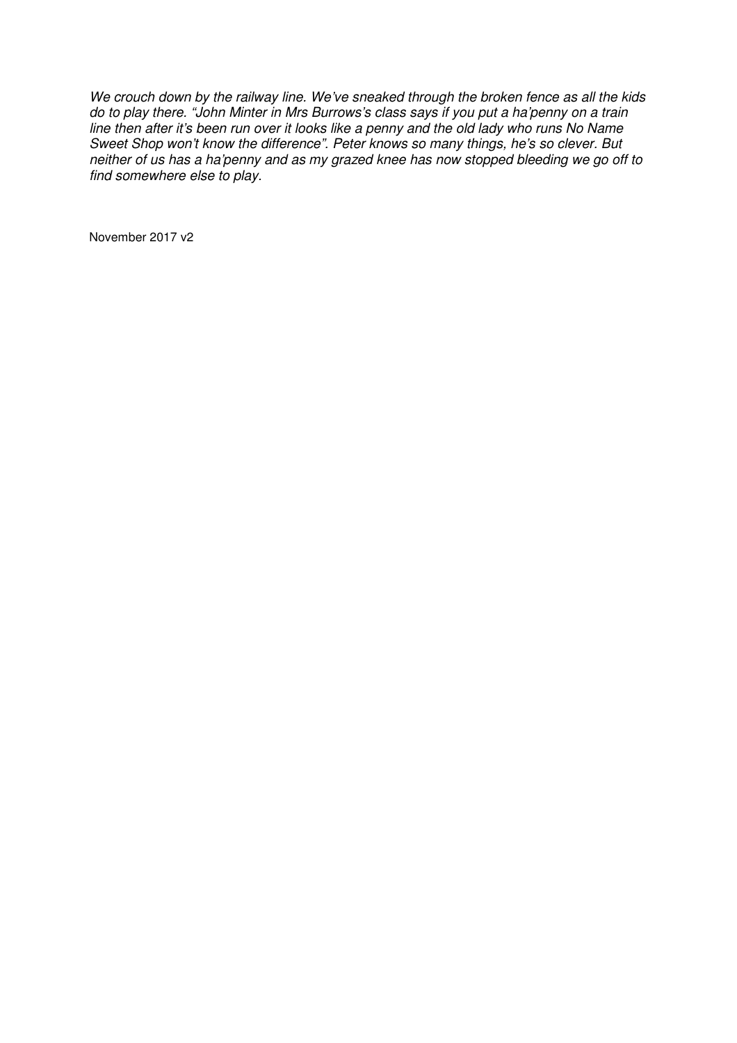*We crouch down by the railway line. We've sneaked through the broken fence as all the kids do to play there. "John Minter in Mrs Burrows's class says if you put a ha'penny on a train line then after it's been run over it looks like a penny and the old lady who runs No Name Sweet Shop won't know the difference". Peter knows so many things, he's so clever. But neither of us has a ha'penny and as my grazed knee has now stopped bleeding we go off to find somewhere else to play.*

November 2017 v2